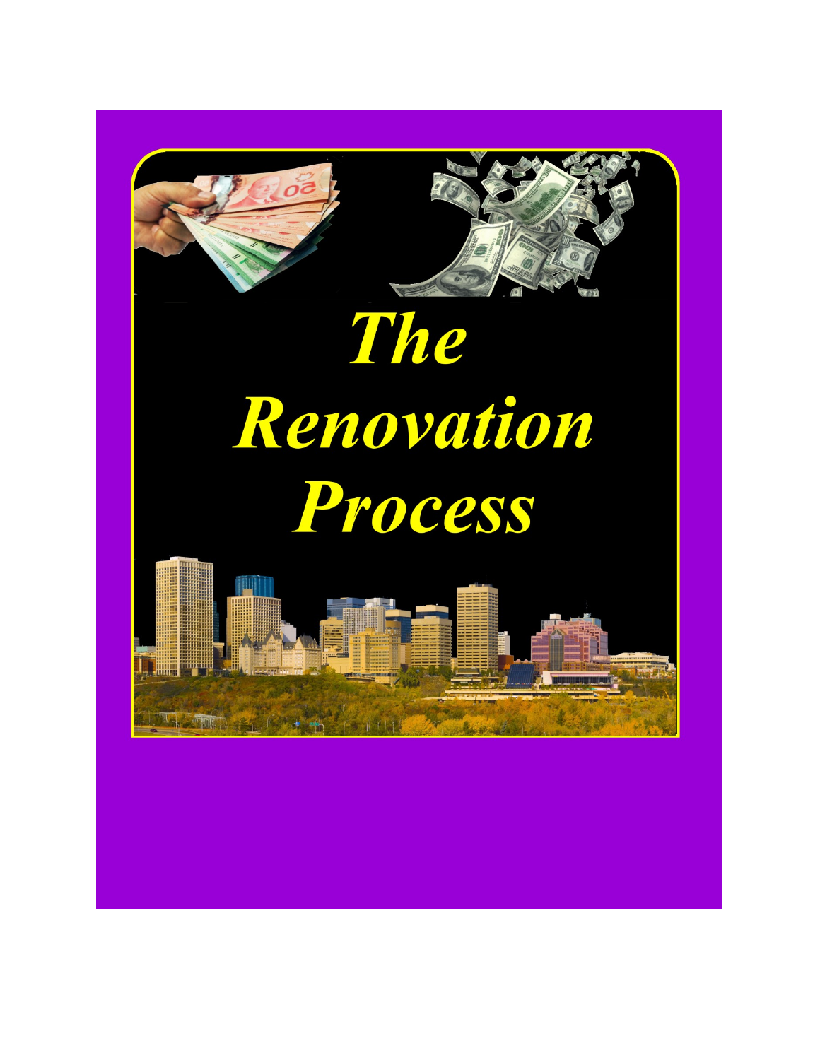# *The Renovation Process*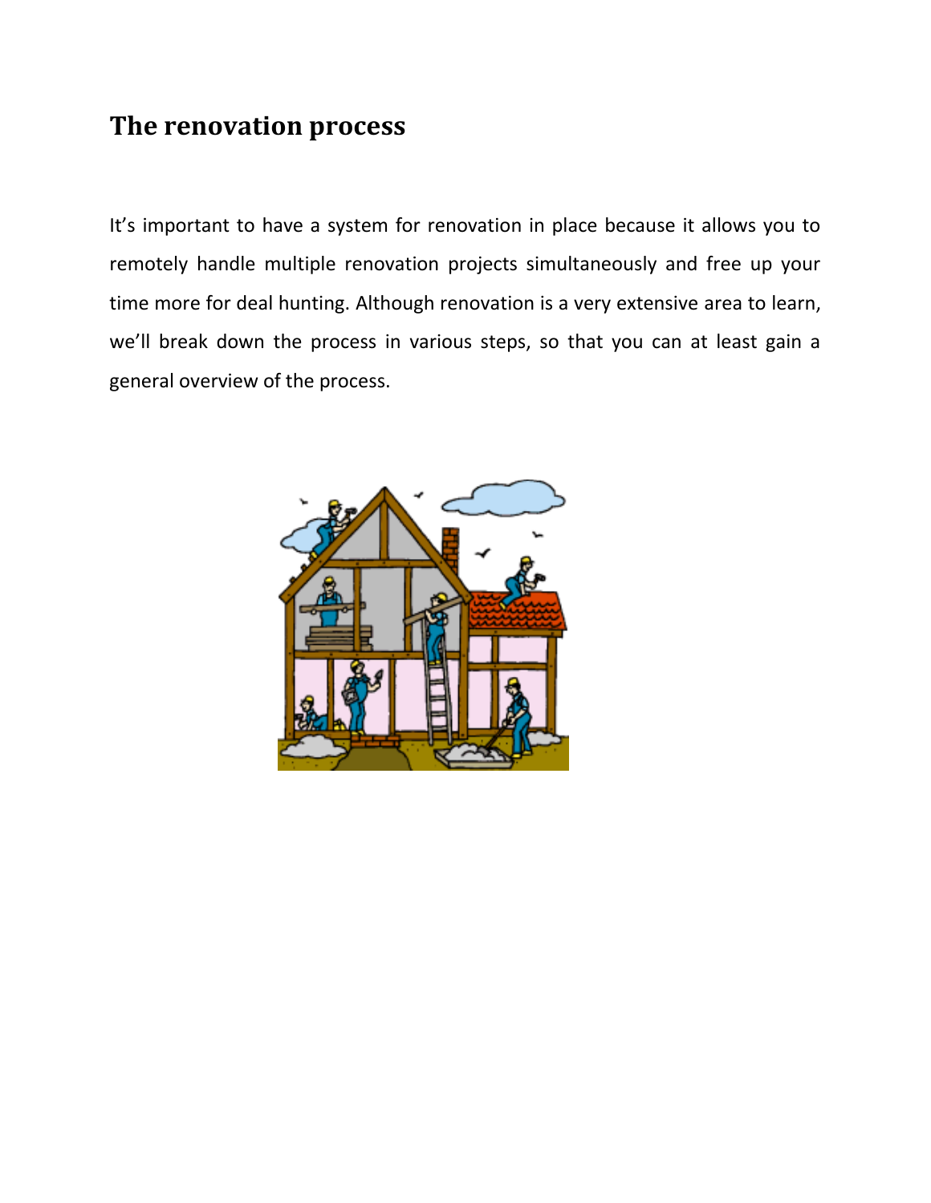# The renovation process

It's important to have a system for renovation in place because it allows you to remotely handle multiple renovation projects simultaneously and free up your time more for deal hunting. Although renovation is a very extensive area to learn, we'll break down the process in various steps, so that you can at least gain a general overview of the process.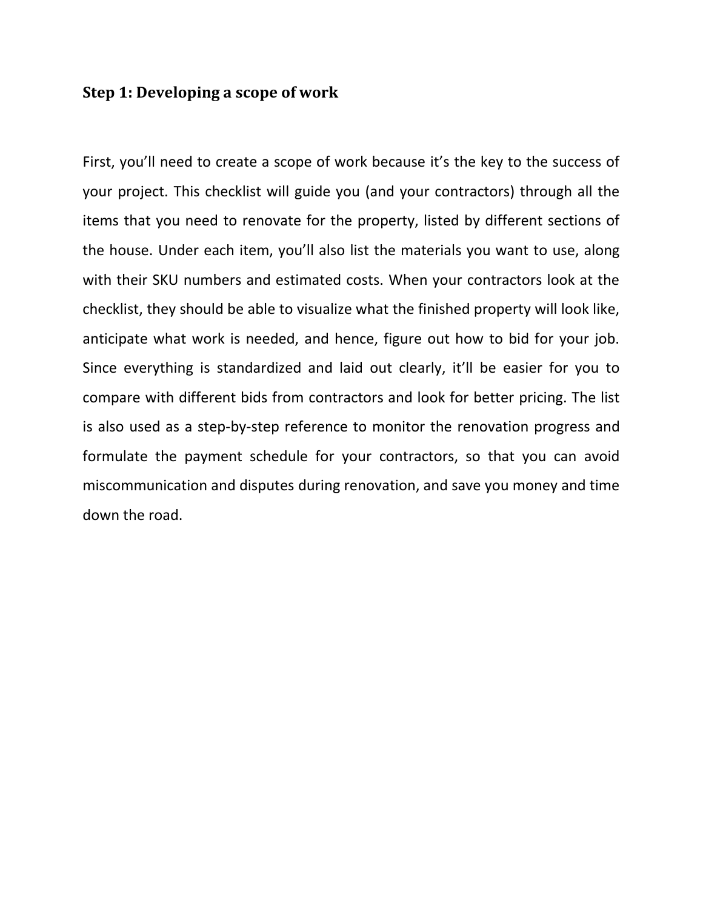### Step 1: Developing a scope of work

First, you'll need to create a scope of work because it's the key to the success of your project. This checklist will guide you (and your contractors) through all the items that you need to renovate for the property, listed by different sections of the house. Under each item, you'll also list the materials you want to use, along with their SKU numbers and estimated costs. When your contractors look at the checklist, they should be able to visualize what the finished property will look like, anticipate what work is needed, and hence, figure out how to bid for your job. Since everything is standardized and laid out clearly, it'll be easier for you to compare with different bids from contractors and look for better pricing. The list is also used as a step-by-step reference to monitor the renovation progress and formulate the payment schedule for your contractors, so that you can avoid miscommunication and disputes during renovation, and save you money and time down the road.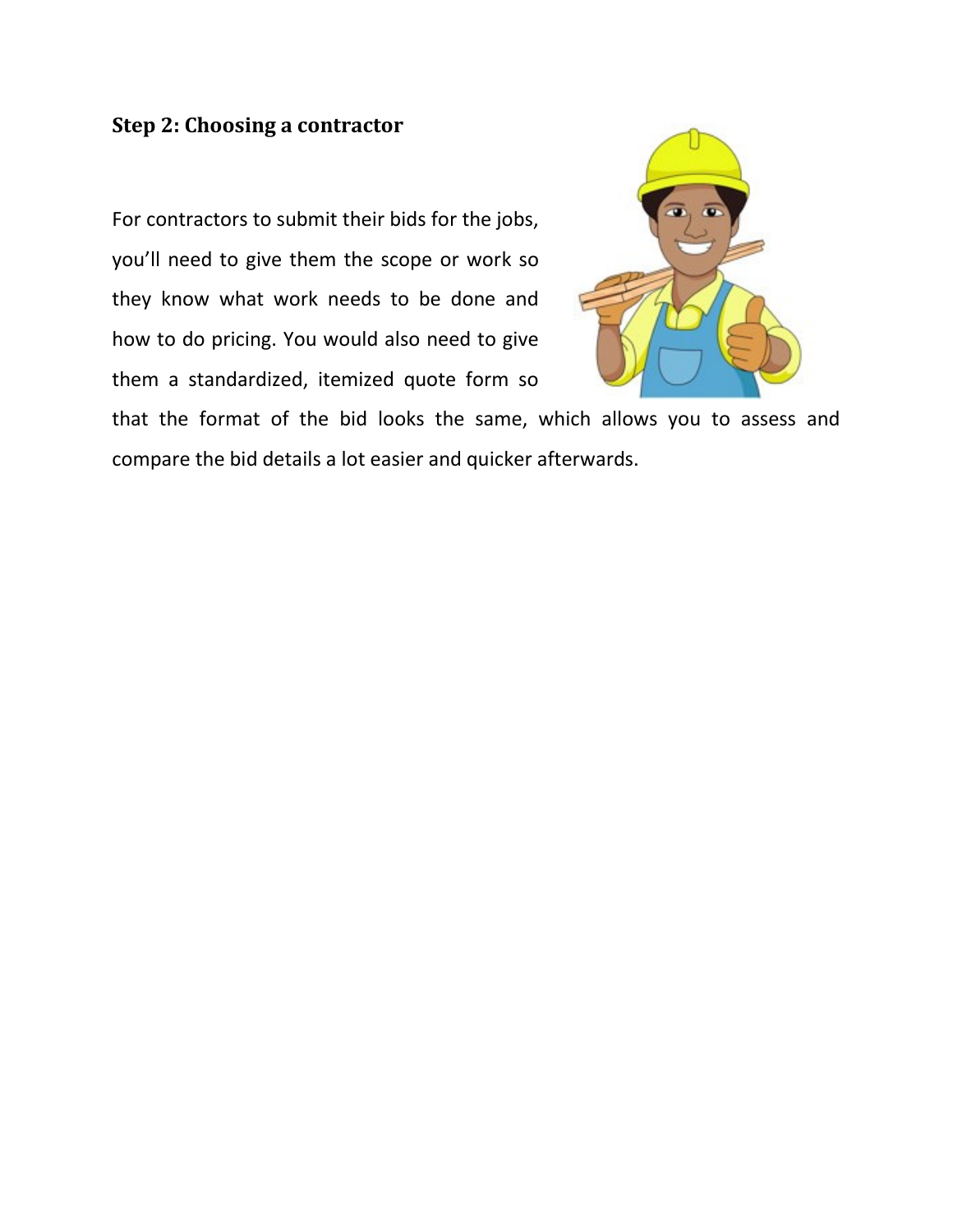### Step 2: Choosing a contractor

For contractors to submit their bids for the jobs, you'll need to give them the scope or work so they know what work needs to be done and how to do pricing. You would also need to give them a standardized, itemized quote form so that the format of the bid looks the same, which allows you to assess and compare the bid details a lot easier and quicker afterwards.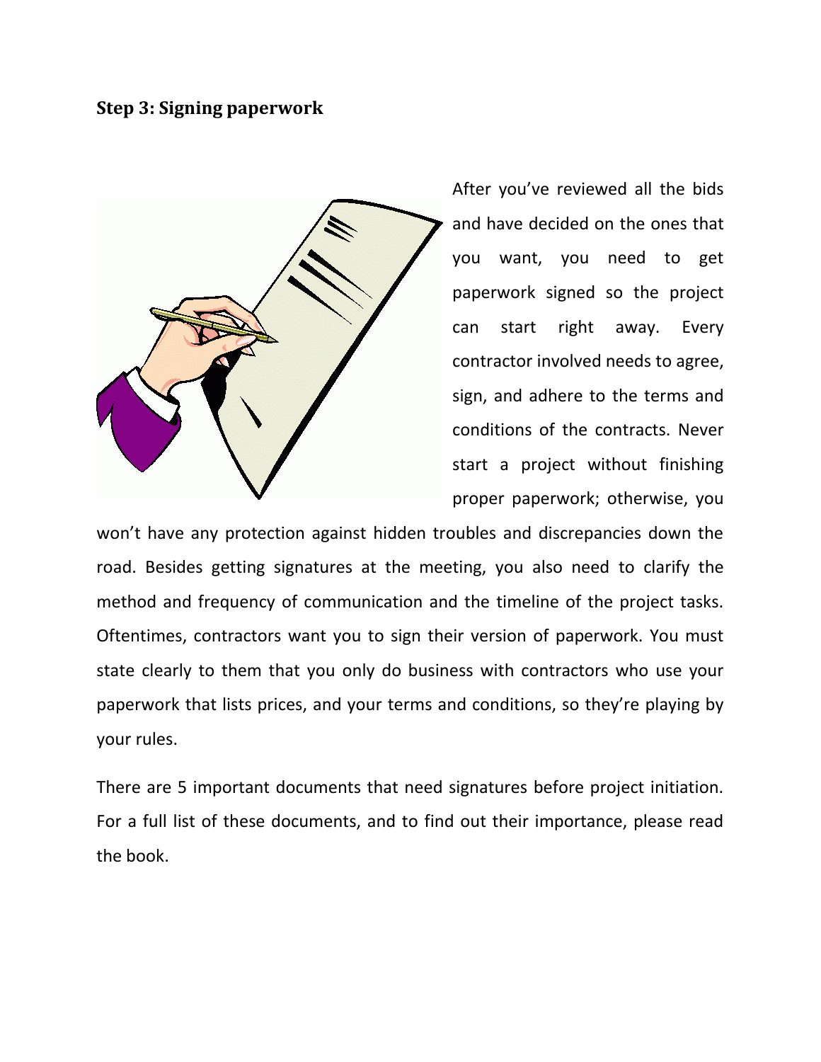### Step 3: Signing paperwork

After you've reviewed all the bids and have decided on the ones that you want, you need to get paperwork signed so the project can start right away. Every contractor involved needs to agree, sign, and adhere to the terms and conditions of the contracts. Never start a project without finishing proper paperwork; otherwise, you won't have any protection against hidden troubles and discrepancies down the road. Besides getting signatures at the meeting, you also need to clarify the method and frequency of communication and the timeline of the project tasks. Oftentimes, contractors want you to sign their version of paperwork. You must state clearly to them that you only do business with contractors who use your paperwork that lists prices, and your terms and conditions, so they're playing by your rules.

There are 5 important documents that need signatures before project initiation. For a full list of these documents, and to find out their importance, please read the book.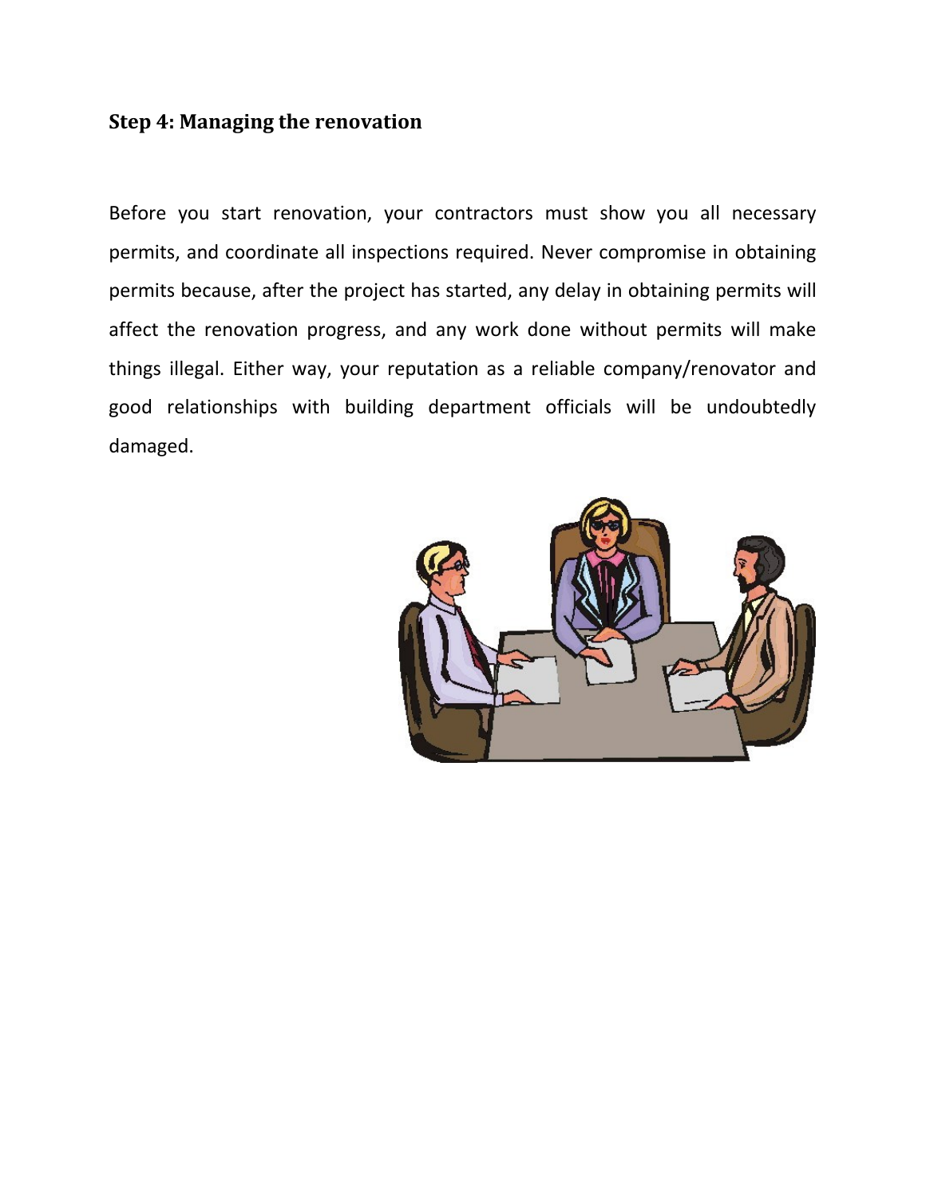### Step 4: Managing the renovation

Before you start renovation, your contractors must show you all necessary permits, and coordinate all inspections required. Never compromise in obtaining permits because, after the project has started, any delay in obtaining permits will affect the renovation progress, and any work done without permits will make things illegal. Either way, your reputation as a reliable company/renovator and good relationships with building department officials will be undoubtedly damaged.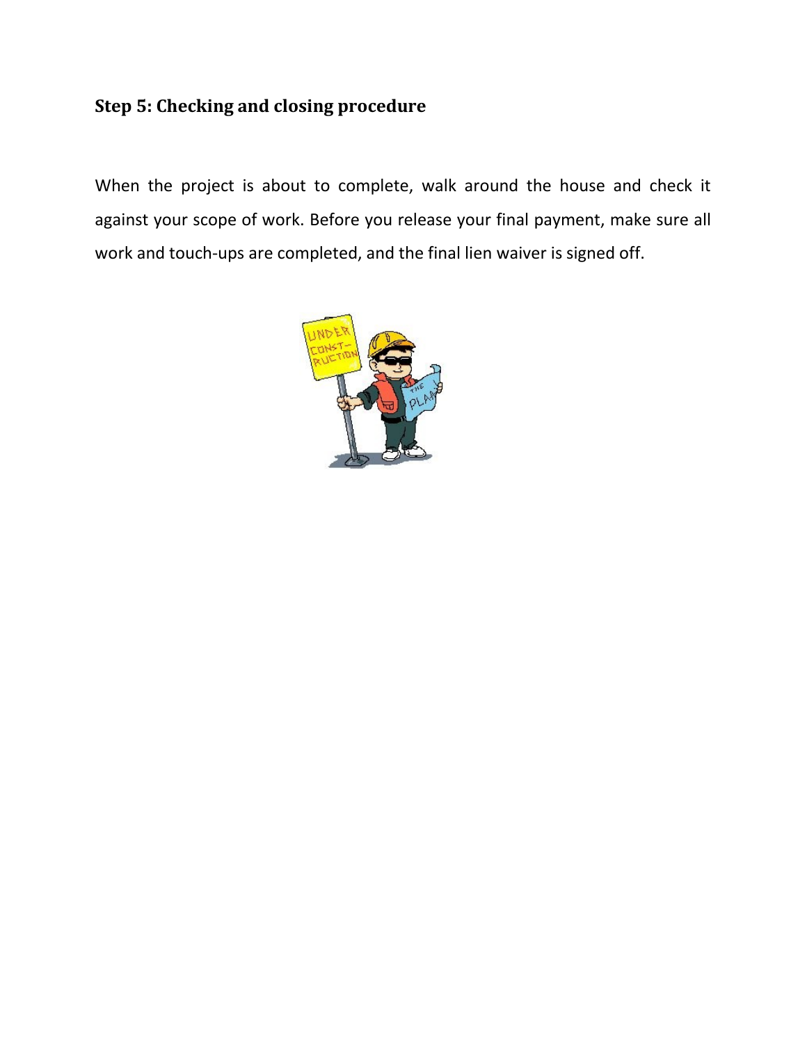### Step 5: Checking and closing procedure

When the project is about to complete, walk around the house and check it against your scope of work. Before you release your final payment, make sure all work and touch-ups are completed, and the final lien waiver is signed off.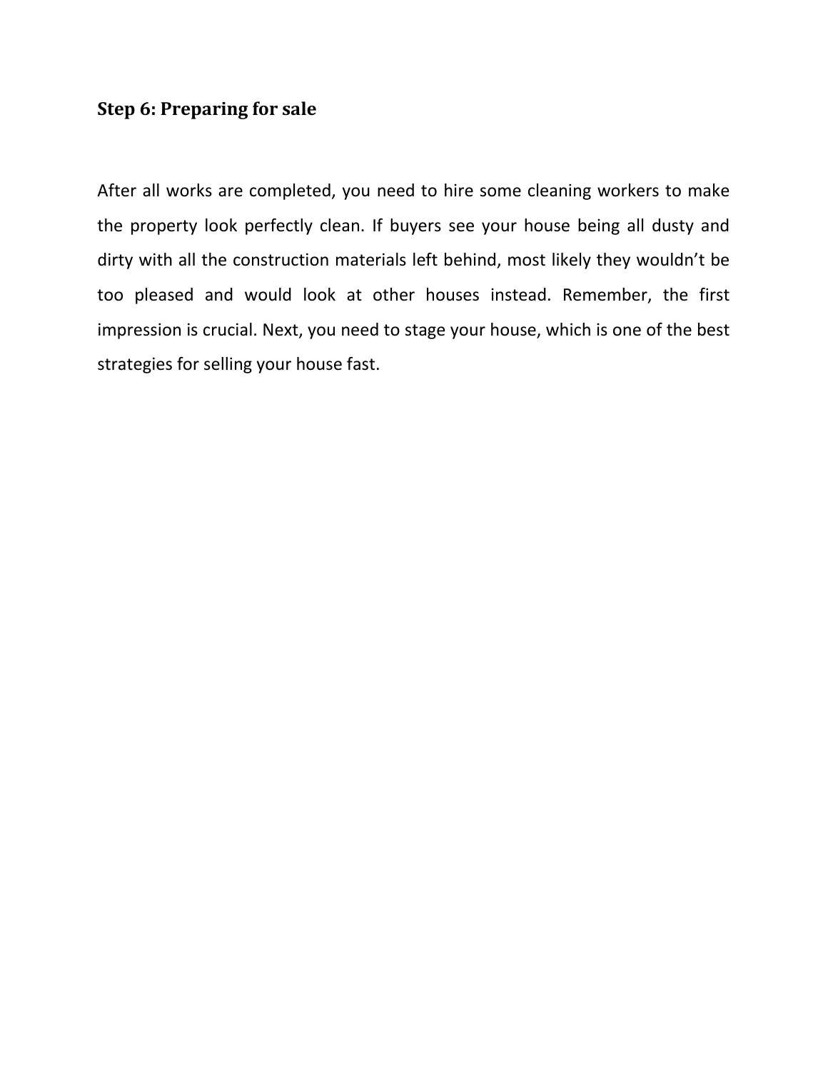### Step 6: Preparing for sale

After all works are completed, you need to hire some cleaning workers to make the property look perfectly clean. If buyers see your house being all dusty and dirty with all the construction materials left behind, most likely they wouldn't be too pleased and would look at other houses instead. Remember, the first impression is crucial. Next, you need to stage your house, which is one of the best strategies for selling your house fast.